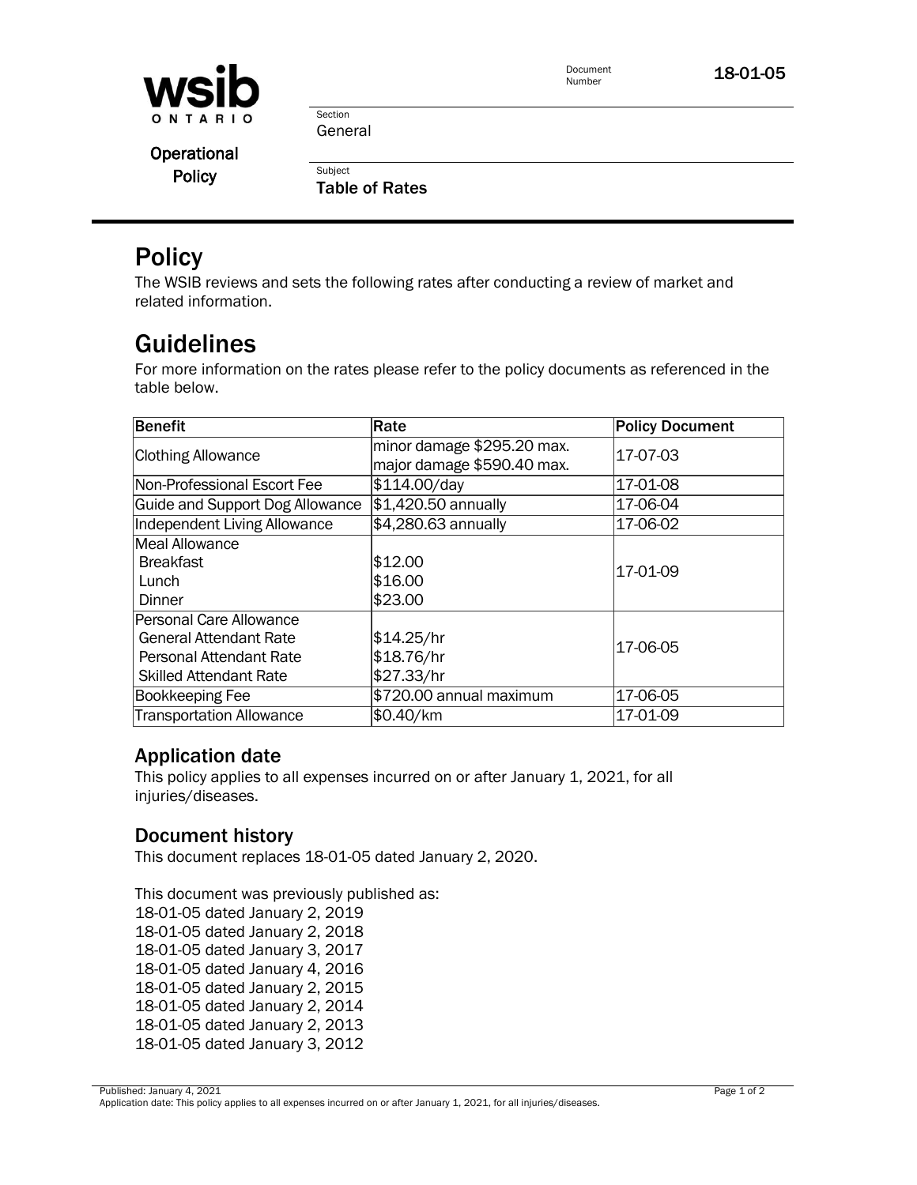wsib ONTARIO

Operational Policy

Document Number: 18-01-05

Section: General

Subject: Table of Rates

# Policy

The WSIB reviews and sets the following rates after conducting a review of market and related information.

# Guidelines

For more information on the rates please refer to the policy documents as referenced in the table below.

| Benefit | Rate | Policy Document |
|---|---|---|
| Clothing Allowance | minor damage $295.20 max.<br>major damage $590.40 max. | 17-07-03 |
| Non-Professional Escort Fee | $114.00/day | 17-01-08 |
| Guide and Support Dog Allowance | $1,420.50 annually | 17-06-04 |
| Independent Living Allowance | $4,280.63 annually | 17-06-02 |
| Meal Allowance<br>Breakfast<br>Lunch<br>Dinner | <br>$12.00<br>$16.00<br>$23.00 | 17-01-09 |
| Personal Care Allowance<br>General Attendant Rate<br>Personal Attendant Rate<br>Skilled Attendant Rate | <br>$14.25/hr<br>$18.76/hr<br>$27.33/hr | 17-06-05 |
| Bookkeeping Fee | $720.00 annual maximum | 17-06-05 |
| Transportation Allowance | $0.40/km | 17-01-09 |

## Application date

This policy applies to all expenses incurred on or after January 1, 2021, for all injuries/diseases.

## Document history

This document replaces 18-01-05 dated January 2, 2020.

This document was previously published as:
18-01-05 dated January 2, 2019
18-01-05 dated January 2, 2018
18-01-05 dated January 3, 2017
18-01-05 dated January 4, 2016
18-01-05 dated January 2, 2015
18-01-05 dated January 2, 2014
18-01-05 dated January 2, 2013
18-01-05 dated January 3, 2012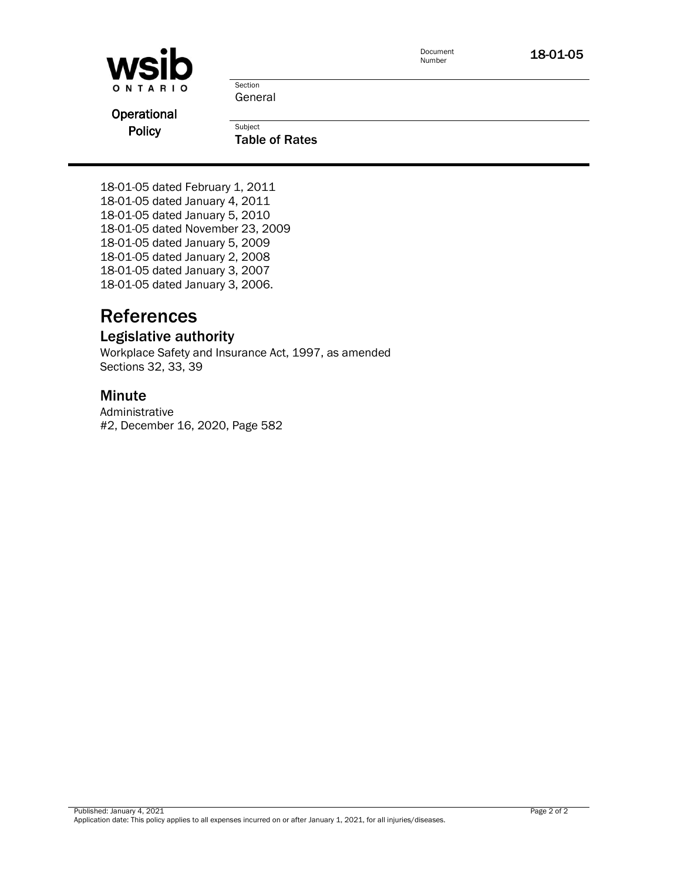18-01-05 dated February 1, 2011
18-01-05 dated January 4, 2011
18-01-05 dated January 5, 2010
18-01-05 dated November 23, 2009
18-01-05 dated January 5, 2009
18-01-05 dated January 2, 2008
18-01-05 dated January 3, 2007
18-01-05 dated January 3, 2006.

# References

## Legislative authority

Workplace Safety and Insurance Act, 1997, as amended
Sections 32, 33, 39

## Minute

Administrative
#2, December 16, 2020, Page 582